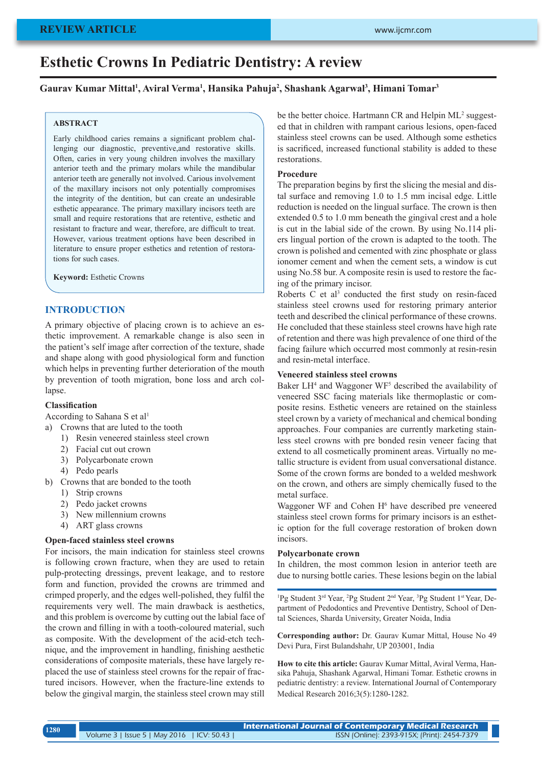REVIEW ARTICLE

# Esthetic Crowns In Pediatric Dentistry: A review

**Gaurav Kumar Mittal[1], Aviral Verma[1], Hansika Pahuja[2], Shashank Agarwal[3], Himani Tomar[3]**

## ABSTRACT

Early childhood caries remains a significant problem challenging our diagnostic, preventive,and restorative skills. Often, caries in very young children involves the maxillary anterior teeth and the primary molars while the mandibular anterior teeth are generally not involved. Carious involvement of the maxillary incisors not only potentially compromises the integrity of the dentition, but can create an undesirable esthetic appearance. The primary maxillary incisors teeth are small and require restorations that are retentive, esthetic and resistant to fracture and wear, therefore, are difficult to treat. However, various treatment options have been described in literature to ensure proper esthetics and retention of restorations for such cases.

**Keyword:** Esthetic Crowns

## INTRODUCTION

A primary objective of placing crown is to achieve an esthetic improvement. A remarkable change is also seen in the patient's self image after correction of the texture, shade and shape along with good physiological form and function which helps in preventing further deterioration of the mouth by prevention of tooth migration, bone loss and arch collapse.

### Classification

According to Sahana S et al[1]

a) Crowns that are luted to the tooth
   1) Resin veneered stainless steel crown
   2) Facial cut out crown
   3) Polycarbonate crown
   4) Pedo pearls
b) Crowns that are bonded to the tooth
   1) Strip crowns
   2) Pedo jacket crowns
   3) New millennium crowns
   4) ART glass crowns

### Open-faced stainless steel crowns

For incisors, the main indication for stainless steel crowns is following crown fracture, when they are used to retain pulp-protecting dressings, prevent leakage, and to restore form and function, provided the crowns are trimmed and crimped properly, and the edges well-polished, they fulfil the requirements very well. The main drawback is aesthetics, and this problem is overcome by cutting out the labial face of the crown and filling in with a tooth-coloured material, such as composite. With the development of the acid-etch technique, and the improvement in handling, finishing aesthetic considerations of composite materials, these have largely replaced the use of stainless steel crowns for the repair of fractured incisors. However, when the fracture-line extends to below the gingival margin, the stainless steel crown may still be the better choice. Hartmann CR and Helpin ML[2] suggested that in children with rampant carious lesions, open-faced stainless steel crowns can be used. Although some esthetics is sacrificed, increased functional stability is added to these restorations.

### Procedure

The preparation begins by first the slicing the mesial and distal surface and removing 1.0 to 1.5 mm incisal edge. Little reduction is needed on the lingual surface. The crown is then extended 0.5 to 1.0 mm beneath the gingival crest and a hole is cut in the labial side of the crown. By using No.114 pliers lingual portion of the crown is adapted to the tooth. The crown is polished and cemented with zinc phosphate or glass ionomer cement and when the cement sets, a window is cut using No.58 bur. A composite resin is used to restore the facing of the primary incisor.

Roberts C et al[3] conducted the first study on resin-faced stainless steel crowns used for restoring primary anterior teeth and described the clinical performance of these crowns. He concluded that these stainless steel crowns have high rate of retention and there was high prevalence of one third of the facing failure which occurred most commonly at resin-resin and resin-metal interface.

### Veneered stainless steel crowns

Baker LH[4] and Waggoner WF[5] described the availability of veneered SSC facing materials like thermoplastic or composite resins. Esthetic veneers are retained on the stainless steel crown by a variety of mechanical and chemical bonding approaches. Four companies are currently marketing stainless steel crowns with pre bonded resin veneer facing that extend to all cosmetically prominent areas. Virtually no metallic structure is evident from usual conversational distance. Some of the crown forms are bonded to a welded meshwork on the crown, and others are simply chemically fused to the metal surface.

Waggoner WF and Cohen H[6] have described pre veneered stainless steel crown forms for primary incisors is an esthetic option for the full coverage restoration of broken down incisors.

### Polycarbonate crown

In children, the most common lesion in anterior teeth are due to nursing bottle caries. These lesions begin on the labial

[1]Pg Student 3[rd] Year, [2]Pg Student 2[nd] Year, [3]Pg Student 1[st] Year, Department of Pedodontics and Preventive Dentistry, School of Dental Sciences, Sharda University, Greater Noida, India

**Corresponding author:** Dr. Gaurav Kumar Mittal, House No 49 Devi Pura, First Bulandshahr, UP 203001, India

**How to cite this article:** Gaurav Kumar Mittal, Aviral Verma, Hansika Pahuja, Shashank Agarwal, Himani Tomar. Esthetic crowns in pediatric dentistry: a review. International Journal of Contemporary Medical Research 2016;3(5):1280-1282.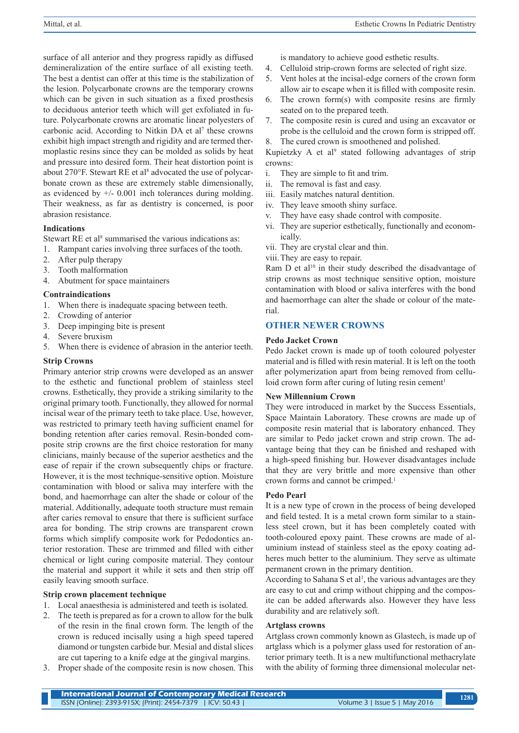surface of all anterior and they progress rapidly as diffused demineralization of the entire surface of all existing teeth. The best a dentist can offer at this time is the stabilization of the lesion. Polycarbonate crowns are the temporary crowns which can be given in such situation as a fixed prosthesis to deciduous anterior teeth which will get exfoliated in future. Polycarbonate crowns are aromatic linear polyesters of carbonic acid. According to Nitkin DA et al[7] these crowns exhibit high impact strength and rigidity and are termed thermoplastic resins since they can be molded as solids by heat and pressure into desired form. Their heat distortion point is about 270°F. Stewart RE et al[8] advocated the use of polycarbonate crown as these are extremely stable dimensionally, as evidenced by +/- 0.001 inch tolerances during molding. Their weakness, as far as dentistry is concerned, is poor abrasion resistance.

**Indications**

Stewart RE et al[8] summarised the various indications as:

1. Rampant caries involving three surfaces of the tooth.
2. After pulp therapy
3. Tooth malformation
4. Abutment for space maintainers

**Contraindications**

1. When there is inadequate spacing between teeth.
2. Crowding of anterior
3. Deep impinging bite is present
4. Severe bruxism
5. When there is evidence of abrasion in the anterior teeth.

**Strip Crowns**

Primary anterior strip crowns were developed as an answer to the esthetic and functional problem of stainless steel crowns. Esthetically, they provide a striking similarity to the original primary tooth. Functionally, they allowed for normal incisal wear of the primary teeth to take place. Use, however, was restricted to primary teeth having sufficient enamel for bonding retention after caries removal. Resin-bonded composite strip crowns are the first choice restoration for many clinicians, mainly because of the superior aesthetics and the ease of repair if the crown subsequently chips or fracture. However, it is the most technique-sensitive option. Moisture contamination with blood or saliva may interfere with the bond, and haemorrhage can alter the shade or colour of the material. Additionally, adequate tooth structure must remain after caries removal to ensure that there is sufficient surface area for bonding. The strip crowns are transparent crown forms which simplify composite work for Pedodontics anterior restoration. These are trimmed and filled with either chemical or light curing composite material. They contour the material and support it while it sets and then strip off easily leaving smooth surface.

**Strip crown placement technique**

1. Local anaesthesia is administered and teeth is isolated.
2. The teeth is prepared as for a crown to allow for the bulk of the resin in the final crown form. The length of the crown is reduced incisally using a high speed tapered diamond or tungsten carbide bur. Mesial and distal slices are cut tapering to a knife edge at the gingival margins.
3. Proper shade of the composite resin is now chosen. This is mandatory to achieve good esthetic results.
4. Celluloid strip-crown forms are selected of right size.
5. Vent holes at the incisal-edge corners of the crown form allow air to escape when it is filled with composite resin.
6. The crown form(s) with composite resins are firmly seated on to the prepared teeth.
7. The composite resin is cured and using an excavator or probe is the celluloid and the crown form is stripped off.
8. The cured crown is smoothened and polished.

Kupietzky A et al[9] stated following advantages of strip crowns:

i. They are simple to fit and trim.
ii. The removal is fast and easy.
iii. Easily matches natural dentition.
iv. They leave smooth shiny surface.
v. They have easy shade control with composite.
vi. They are superior esthetically, functionally and economically.
vii. They are crystal clear and thin.
viii. They are easy to repair.

Ram D et al[10] in their study described the disadvantage of strip crowns as most technique sensitive option, moisture contamination with blood or saliva interferes with the bond and haemorrhage can alter the shade or colour of the material.

## OTHER NEWER CROWNS

**Pedo Jacket Crown**

Pedo Jacket crown is made up of tooth coloured polyester material and is filled with resin material. It is left on the tooth after polymerization apart from being removed from celluloid crown form after curing of luting resin cement[1]

**New Millennium Crown**

They were introduced in market by the Success Essentials, Space Maintain Laboratory. These crowns are made up of composite resin material that is laboratory enhanced. They are similar to Pedo jacket crown and strip crown. The advantage being that they can be finished and reshaped with a high-speed finishing bur. However disadvantages include that they are very brittle and more expensive than other crown forms and cannot be crimped.[1]

**Pedo Pearl**

It is a new type of crown in the process of being developed and field tested. It is a metal crown form similar to a stainless steel crown, but it has been completely coated with tooth-coloured epoxy paint. These crowns are made of aluminium instead of stainless steel as the epoxy coating adheres much better to the aluminium. They serve as ultimate permanent crown in the primary dentition.

According to Sahana S et al[1], the various advantages are they are easy to cut and crimp without chipping and the composite can be added afterwards also. However they have less durability and are relatively soft.

**Artglass crowns**

Artglass crown commonly known as Glastech, is made up of artglass which is a polymer glass used for restoration of anterior primary teeth. It is a new multifunctional methacrylate with the ability of forming three dimensional molecular net-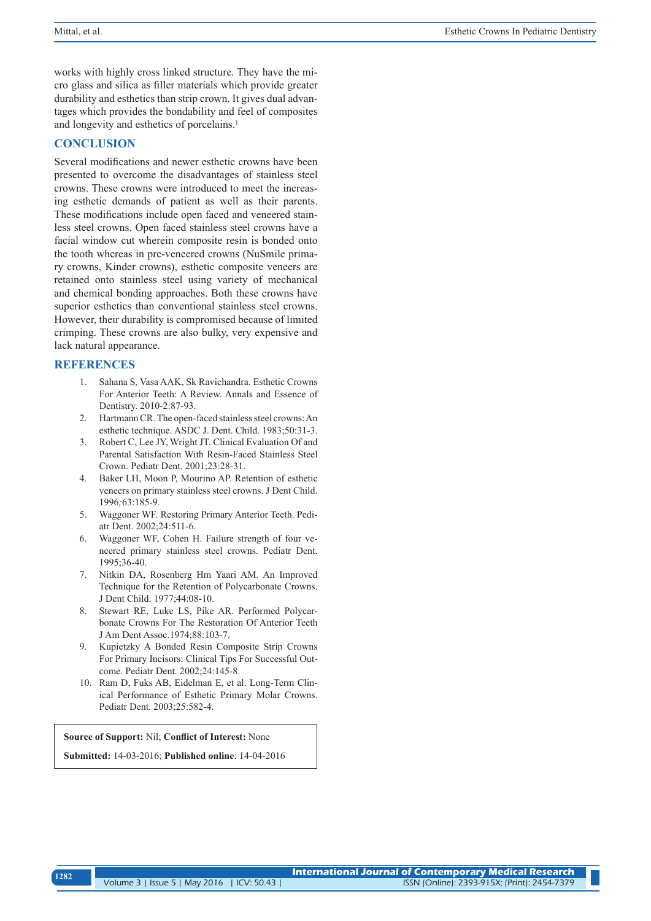works with highly cross linked structure. They have the micro glass and silica as filler materials which provide greater durability and esthetics than strip crown. It gives dual advantages which provides the bondability and feel of composites and longevity and esthetics of porcelains.[1]

## CONCLUSION

Several modifications and newer esthetic crowns have been presented to overcome the disadvantages of stainless steel crowns. These crowns were introduced to meet the increasing esthetic demands of patient as well as their parents. These modifications include open faced and veneered stainless steel crowns. Open faced stainless steel crowns have a facial window cut wherein composite resin is bonded onto the tooth whereas in pre-veneered crowns (NuSmile primary crowns, Kinder crowns), esthetic composite veneers are retained onto stainless steel using variety of mechanical and chemical bonding approaches. Both these crowns have superior esthetics than conventional stainless steel crowns. However, their durability is compromised because of limited crimping. These crowns are also bulky, very expensive and lack natural appearance.

## REFERENCES

1. Sahana S, Vasa AAK, Sk Ravichandra. Esthetic Crowns For Anterior Teeth: A Review. Annals and Essence of Dentistry. 2010-2:87-93.
2. Hartmann CR. The open-faced stainless steel crowns: An esthetic technique. ASDC J. Dent. Child. 1983;50:31-3.
3. Robert C, Lee JY, Wright JT. Clinical Evaluation Of and Parental Satisfaction With Resin-Faced Stainless Steel Crown. Pediatr Dent. 2001;23:28-31.
4. Baker LH, Moon P, Mourino AP. Retention of esthetic veneers on primary stainless steel crowns. J Dent Child. 1996;63:185-9.
5. Waggoner WF. Restoring Primary Anterior Teeth. Pediatr Dent. 2002;24:511-6.
6. Waggoner WF, Cohen H. Failure strength of four veneered primary stainless steel crowns. Pediatr Dent. 1995;36-40.
7. Nitkin DA, Rosenberg Hm Yaari AM. An Improved Technique for the Retention of Polycarbonate Crowns. J Dent Child. 1977;44:08-10.
8. Stewart RE, Luke LS, Pike AR. Performed Polycarbonate Crowns For The Restoration Of Anterior Teeth J Am Dent Assoc.1974;88:103-7.
9. Kupietzky A Bonded Resin Composite Strip Crowns For Primary Incisors: Clinical Tips For Successful Outcome. Pediatr Dent. 2002;24:145-8.
10. Ram D, Fuks AB, Eidelman E, et al. Long-Term Clinical Performance of Esthetic Primary Molar Crowns. Pediatr Dent. 2003;25:582-4.

**Source of Support:** Nil; **Conflict of Interest:** None

**Submitted:** 14-03-2016; **Published online**: 14-04-2016